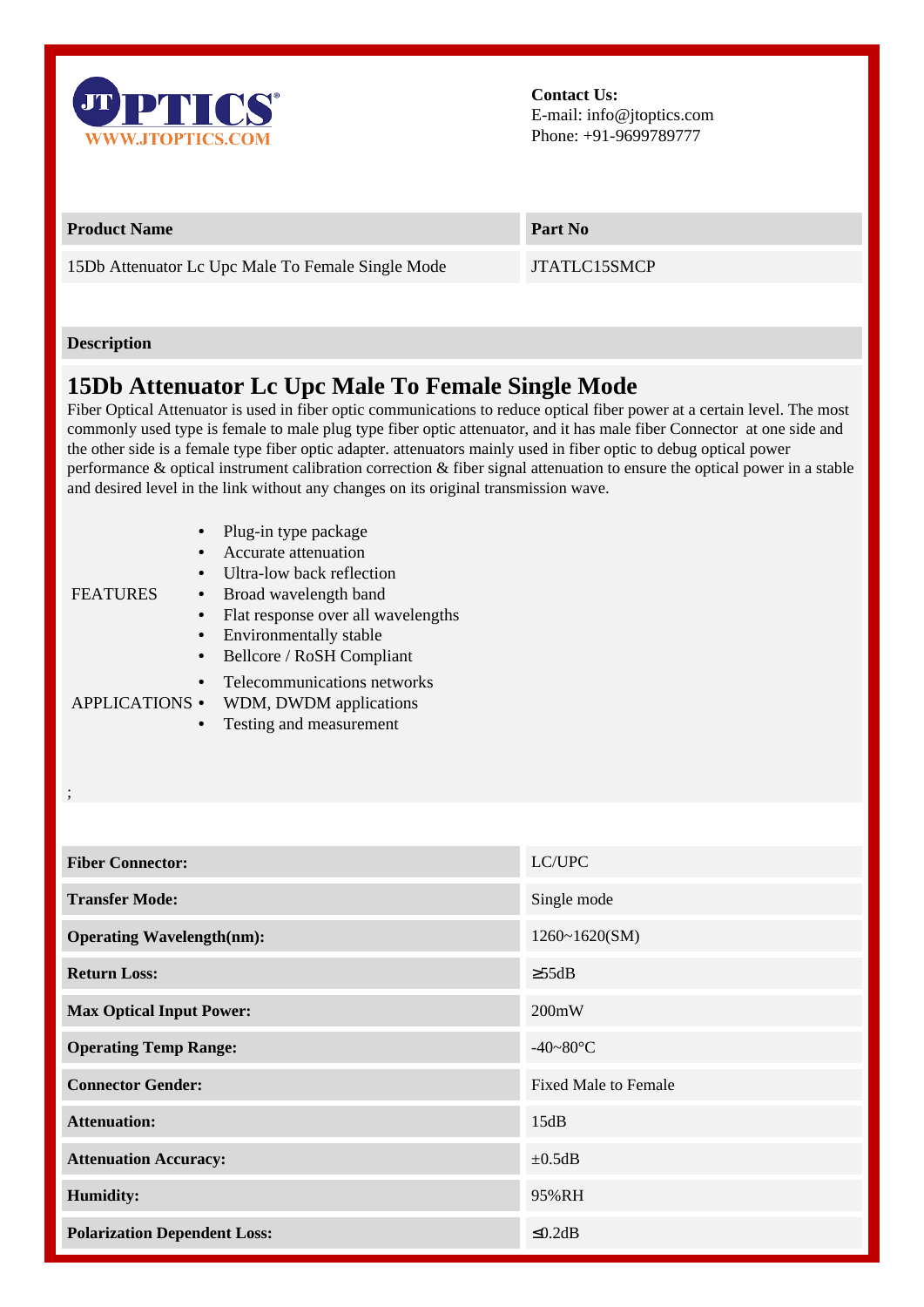**Contact Us:**
E-mail: info@jtoptics.com
Phone: +91-9699789777

| Product Name | Part No |
|---|---|
| 15Db Attenuator Lc Upc Male To Female Single Mode | JTATLC15SMCP |

**Description**

# 15Db Attenuator Lc Upc Male To Female Single Mode

Fiber Optical Attenuator is used in fiber optic communications to reduce optical fiber power at a certain level. The most commonly used type is female to male plug type fiber optic attenuator, and it has male fiber Connector at one side and the other side is a female type fiber optic adapter. attenuators mainly used in fiber optic to debug optical power performance & optical instrument calibration correction & fiber signal attenuation to ensure the optical power in a stable and desired level in the link without any changes on its original transmission wave.

FEATURES

- Plug-in type package
- Accurate attenuation
- Ultra-low back reflection
- Broad wavelength band
- Flat response over all wavelengths
- Environmentally stable
- Bellcore / RoSH Compliant

APPLICATIONS

- Telecommunications networks
- WDM, DWDM applications
- Testing and measurement

;

| | |
|---|---|
| **Fiber Connector:** | LC/UPC |
| **Transfer Mode:** | Single mode |
| **Operating Wavelength(nm):** | 1260~1620(SM) |
| **Return Loss:** | ≥55dB |
| **Max Optical Input Power:** | 200mW |
| **Operating Temp Range:** | -40~80°C |
| **Connector Gender:** | Fixed Male to Female |
| **Attenuation:** | 15dB |
| **Attenuation Accuracy:** | ±0.5dB |
| **Humidity:** | 95%RH |
| **Polarization Dependent Loss:** | ≤0.2dB |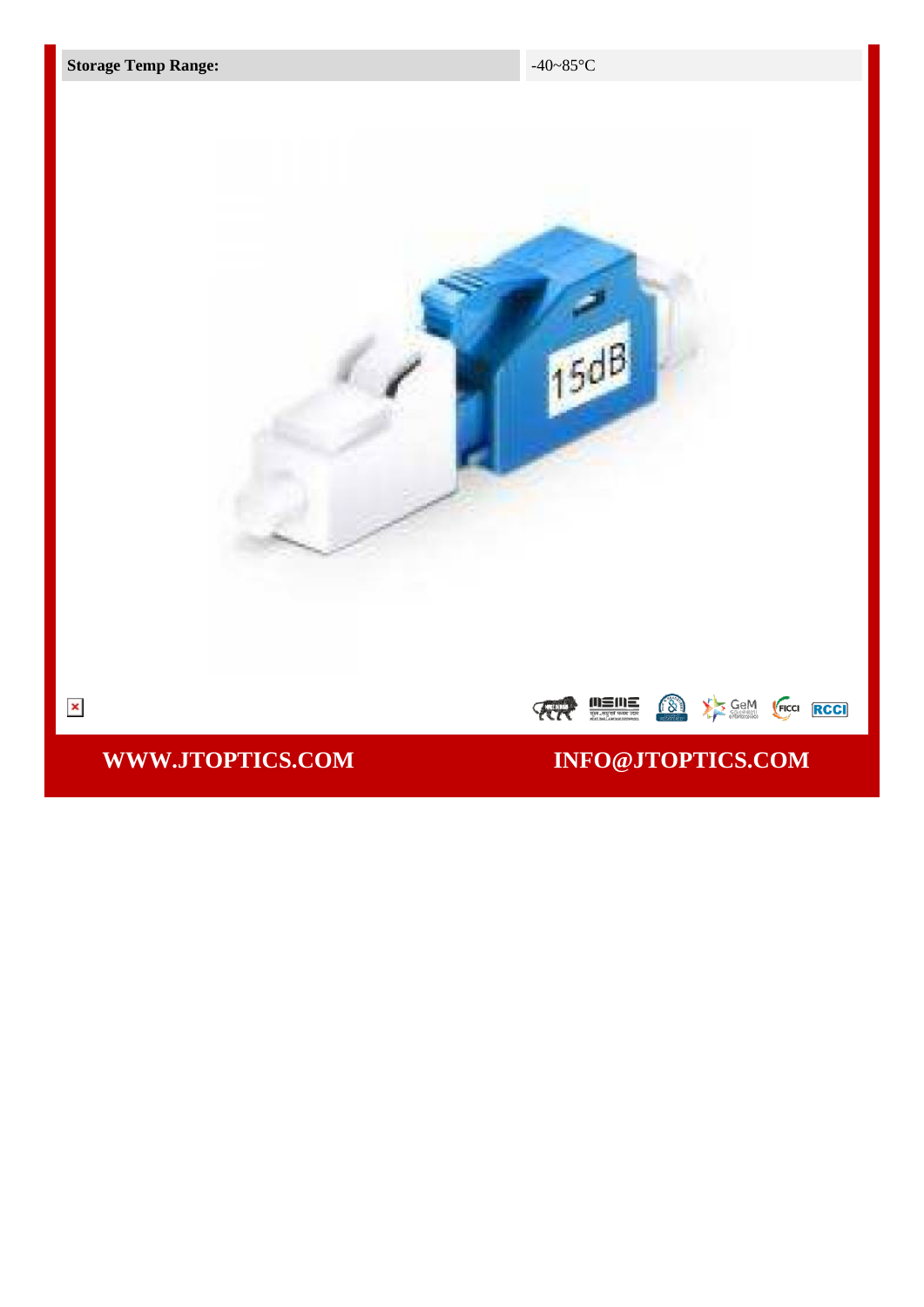| | |
|---|---|
| **Storage Temp Range:** | -40~85°C |

**WWW.JTOPTICS.COM** **INFO@JTOPTICS.COM**